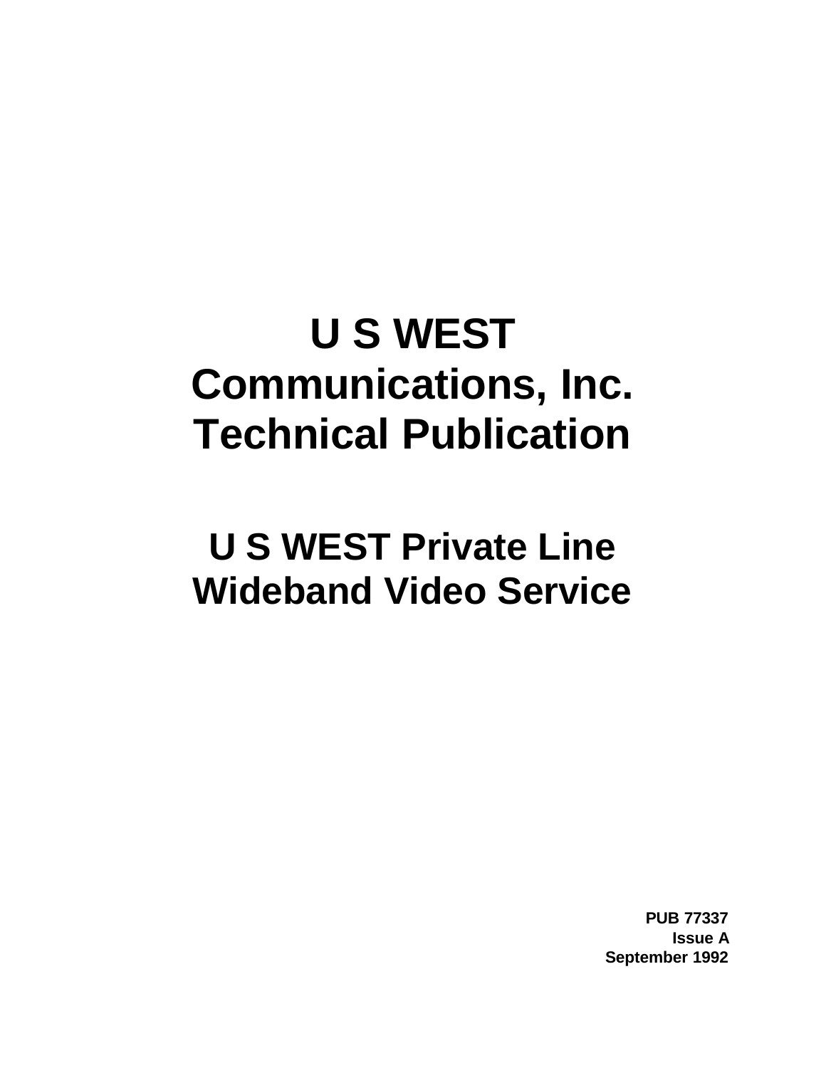# U S WEST Communications, Inc. Technical Publication

## U S WEST Private Line Wideband Video Service

**PUB 77337**
**Issue A**
**September 1992**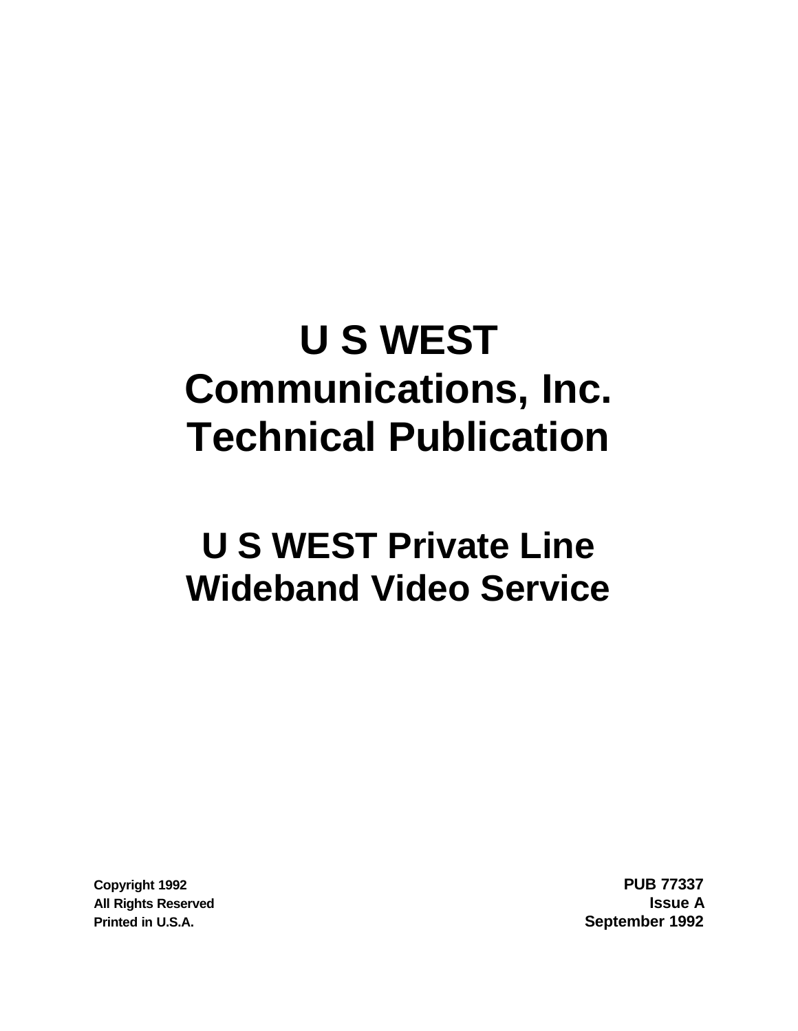# U S WEST Communications, Inc. Technical Publication

## U S WEST Private Line Wideband Video Service

**Copyright 1992**
**All Rights Reserved**
**Printed in U.S.A.**

**PUB 77337**
**Issue A**
**September 1992**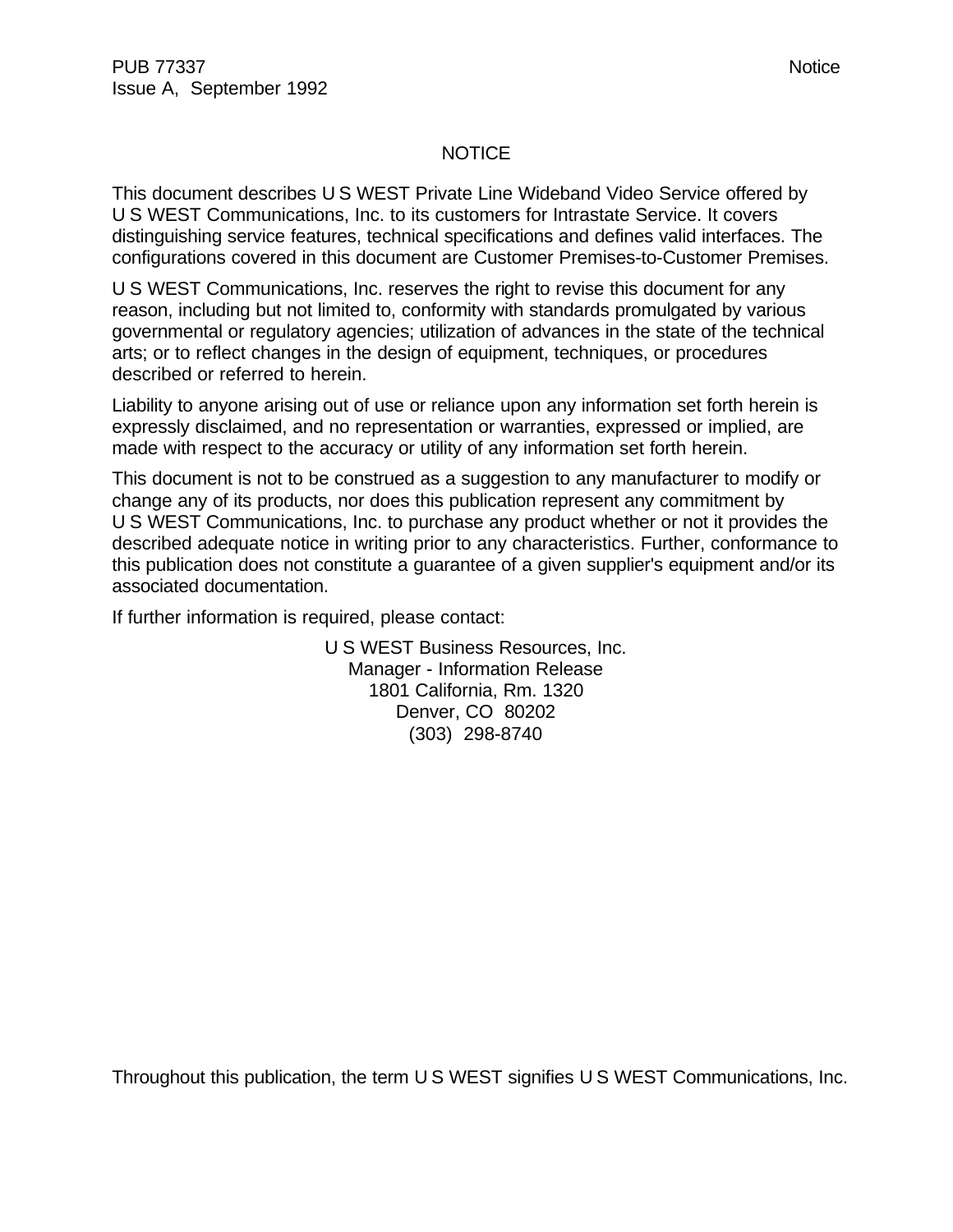# NOTICE

This document describes U S WEST Private Line Wideband Video Service offered by U S WEST Communications, Inc. to its customers for Intrastate Service. It covers distinguishing service features, technical specifications and defines valid interfaces. The configurations covered in this document are Customer Premises-to-Customer Premises.

U S WEST Communications, Inc. reserves the right to revise this document for any reason, including but not limited to, conformity with standards promulgated by various governmental or regulatory agencies; utilization of advances in the state of the technical arts; or to reflect changes in the design of equipment, techniques, or procedures described or referred to herein.

Liability to anyone arising out of use or reliance upon any information set forth herein is expressly disclaimed, and no representation or warranties, expressed or implied, are made with respect to the accuracy or utility of any information set forth herein.

This document is not to be construed as a suggestion to any manufacturer to modify or change any of its products, nor does this publication represent any commitment by U S WEST Communications, Inc. to purchase any product whether or not it provides the described adequate notice in writing prior to any characteristics. Further, conformance to this publication does not constitute a guarantee of a given supplier's equipment and/or its associated documentation.

If further information is required, please contact:

U S WEST Business Resources, Inc.
Manager - Information Release
1801 California, Rm. 1320
Denver, CO 80202
(303) 298-8740

Throughout this publication, the term U S WEST signifies U S WEST Communications, Inc.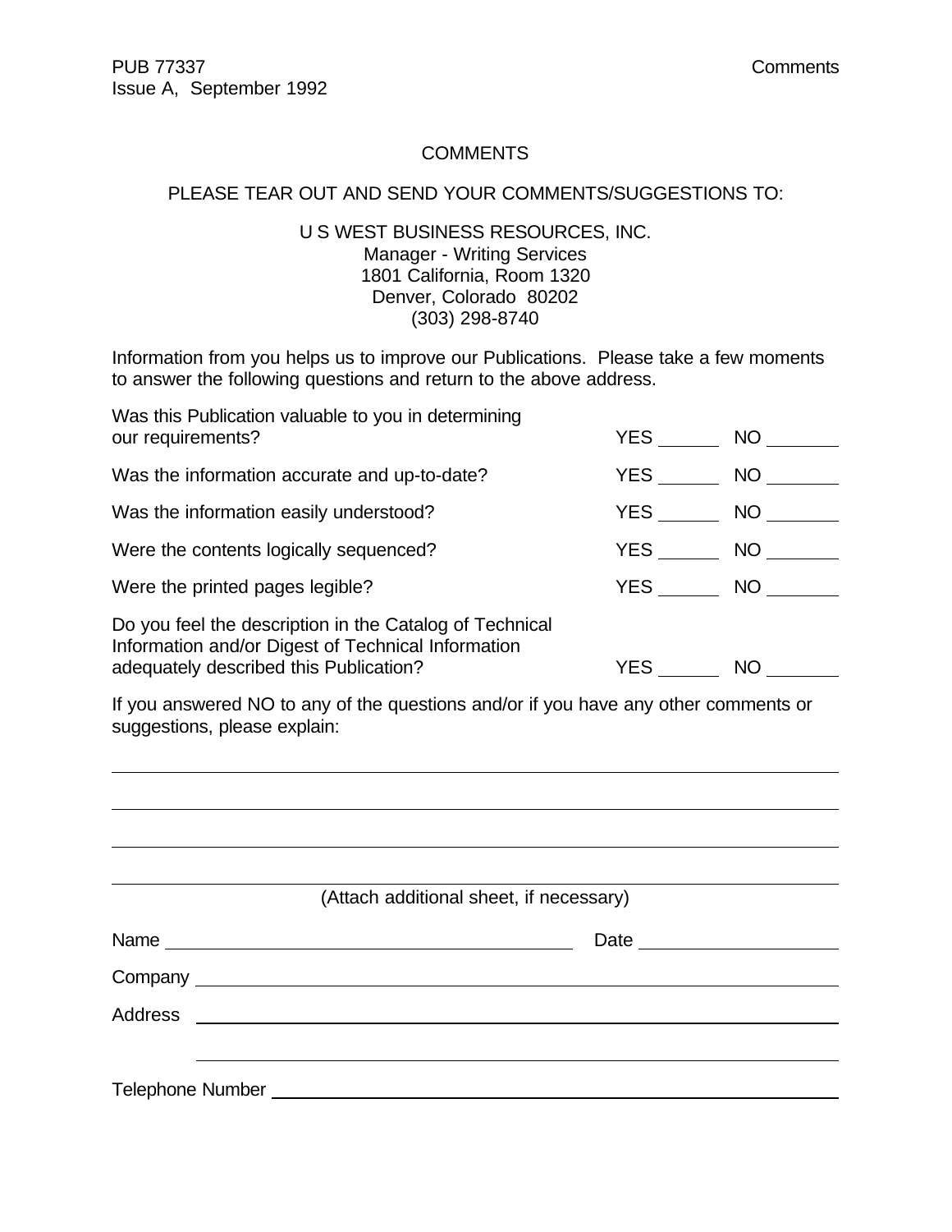# COMMENTS

PLEASE TEAR OUT AND SEND YOUR COMMENTS/SUGGESTIONS TO:

U S WEST BUSINESS RESOURCES, INC.
Manager - Writing Services
1801 California, Room 1320
Denver, Colorado 80202
(303) 298-8740

Information from you helps us to improve our Publications. Please take a few moments to answer the following questions and return to the above address.

| | | |
|---|---|---|
| Was this Publication valuable to you in determining our requirements? | YES ______ | NO _______ |
| Was the information accurate and up-to-date? | YES ______ | NO _______ |
| Was the information easily understood? | YES ______ | NO _______ |
| Were the contents logically sequenced? | YES ______ | NO _______ |
| Were the printed pages legible? | YES ______ | NO _______ |
| Do you feel the description in the Catalog of Technical Information and/or Digest of Technical Information adequately described this Publication? | YES ______ | NO _______ |

If you answered NO to any of the questions and/or if you have any other comments or suggestions, please explain:

_______________________________________________________________________________

_______________________________________________________________________________

_______________________________________________________________________________

_______________________________________________________________________________

(Attach additional sheet, if necessary)

Name ________________________________________ Date ____________________

Company ______________________________________________________________

Address ______________________________________________________________

______________________________________________________________

Telephone Number ______________________________________________________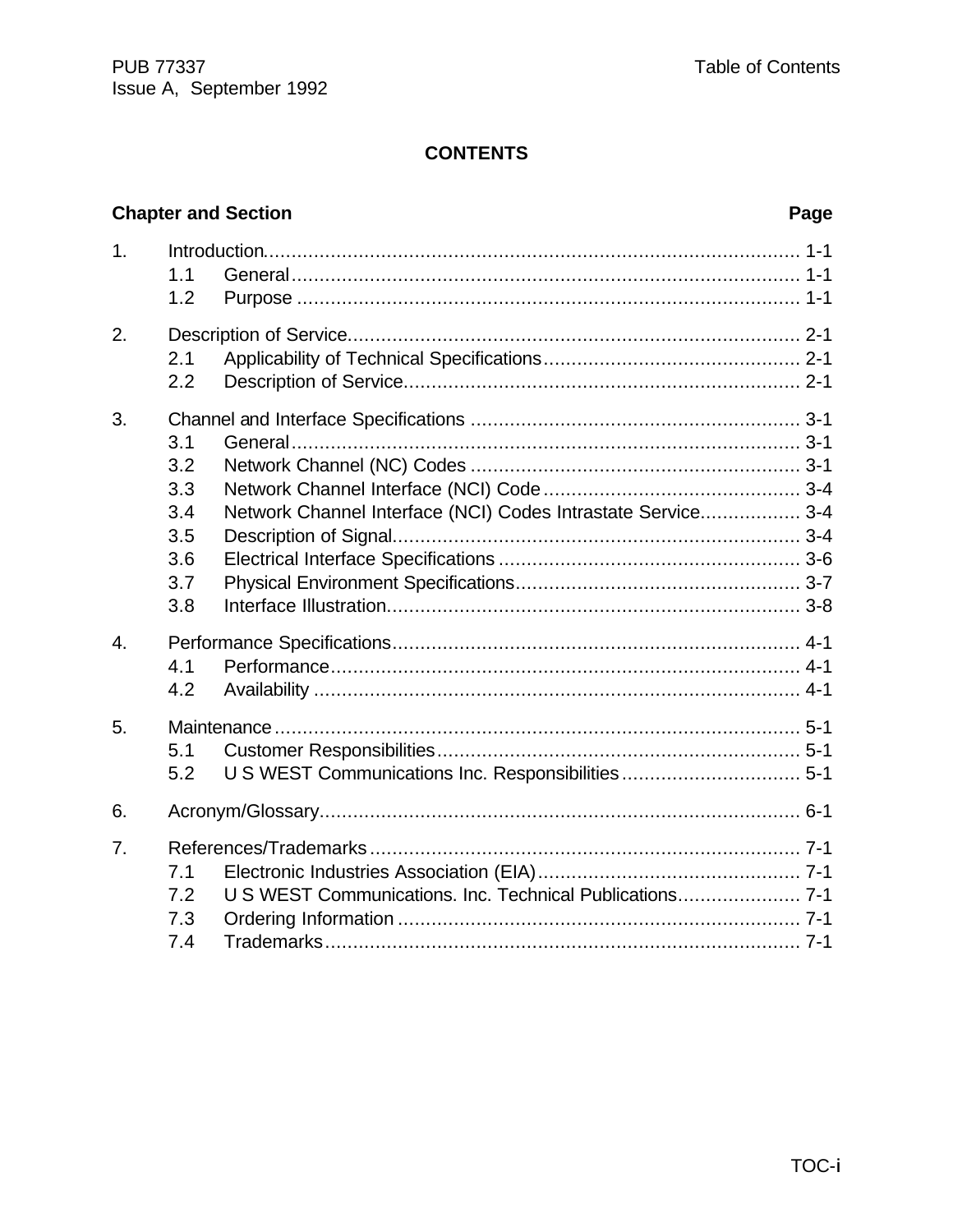# CONTENTS

| Chapter and Section | | Page |
|---|---|---|
| 1. | Introduction | 1-1 |
| | 1.1 General | 1-1 |
| | 1.2 Purpose | 1-1 |
| 2. | Description of Service | 2-1 |
| | 2.1 Applicability of Technical Specifications | 2-1 |
| | 2.2 Description of Service | 2-1 |
| 3. | Channel and Interface Specifications | 3-1 |
| | 3.1 General | 3-1 |
| | 3.2 Network Channel (NC) Codes | 3-1 |
| | 3.3 Network Channel Interface (NCI) Code | 3-4 |
| | 3.4 Network Channel Interface (NCI) Codes Intrastate Service | 3-4 |
| | 3.5 Description of Signal | 3-4 |
| | 3.6 Electrical Interface Specifications | 3-6 |
| | 3.7 Physical Environment Specifications | 3-7 |
| | 3.8 Interface Illustration | 3-8 |
| 4. | Performance Specifications | 4-1 |
| | 4.1 Performance | 4-1 |
| | 4.2 Availability | 4-1 |
| 5. | Maintenance | 5-1 |
| | 5.1 Customer Responsibilities | 5-1 |
| | 5.2 U S WEST Communications Inc. Responsibilities | 5-1 |
| 6. | Acronym/Glossary | 6-1 |
| 7. | References/Trademarks | 7-1 |
| | 7.1 Electronic Industries Association (EIA) | 7-1 |
| | 7.2 U S WEST Communications. Inc. Technical Publications | 7-1 |
| | 7.3 Ordering Information | 7-1 |
| | 7.4 Trademarks | 7-1 |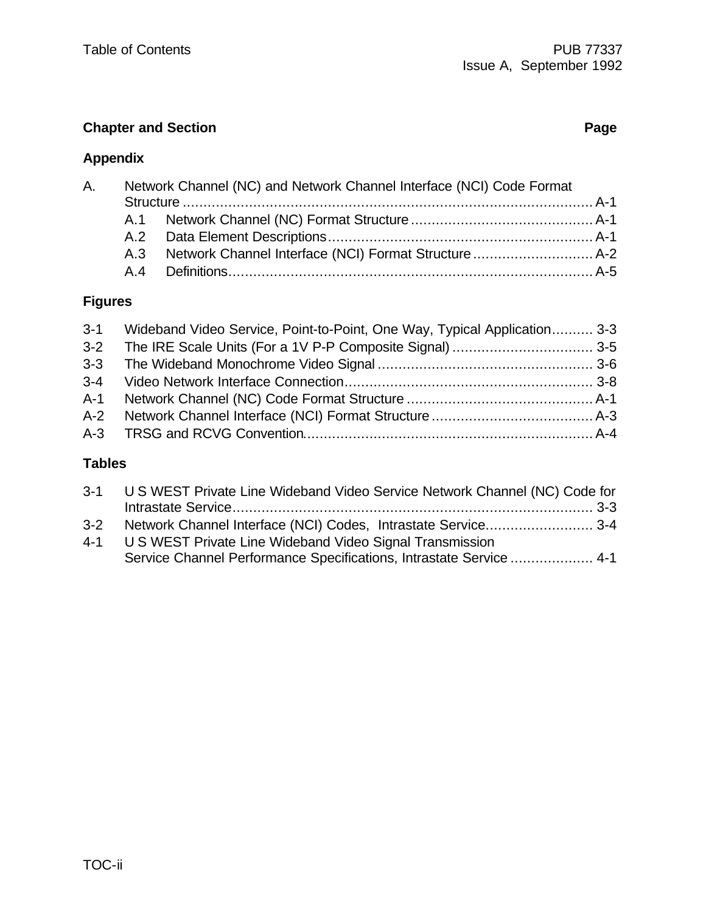**Chapter and Section** **Page**

**Appendix**

A. Network Channel (NC) and Network Channel Interface (NCI) Code Format Structure ................................................................................................ A-1
- A.1 Network Channel (NC) Format Structure ........................................... A-1
- A.2 Data Element Descriptions............................................................... A-1
- A.3 Network Channel Interface (NCI) Format Structure ............................ A-2
- A.4 Definitions...................................................................................... A-5

**Figures**

3-1 Wideband Video Service, Point-to-Point, One Way, Typical Application.......... 3-3
3-2 The IRE Scale Units (For a 1V P-P Composite Signal) ................................. 3-5
3-3 The Wideband Monochrome Video Signal ................................................... 3-6
3-4 Video Network Interface Connection........................................................... 3-8
A-1 Network Channel (NC) Code Format Structure ............................................ A-1
A-2 Network Channel Interface (NCI) Format Structure ...................................... A-3
A-3 TRSG and RCVG Convention.................................................................... A-4

**Tables**

3-1 U S WEST Private Line Wideband Video Service Network Channel (NC) Code for Intrastate Service...................................................................................... 3-3
3-2 Network Channel Interface (NCI) Codes, Intrastate Service.......................... 3-4
4-1 U S WEST Private Line Wideband Video Signal Transmission Service Channel Performance Specifications, Intrastate Service .................... 4-1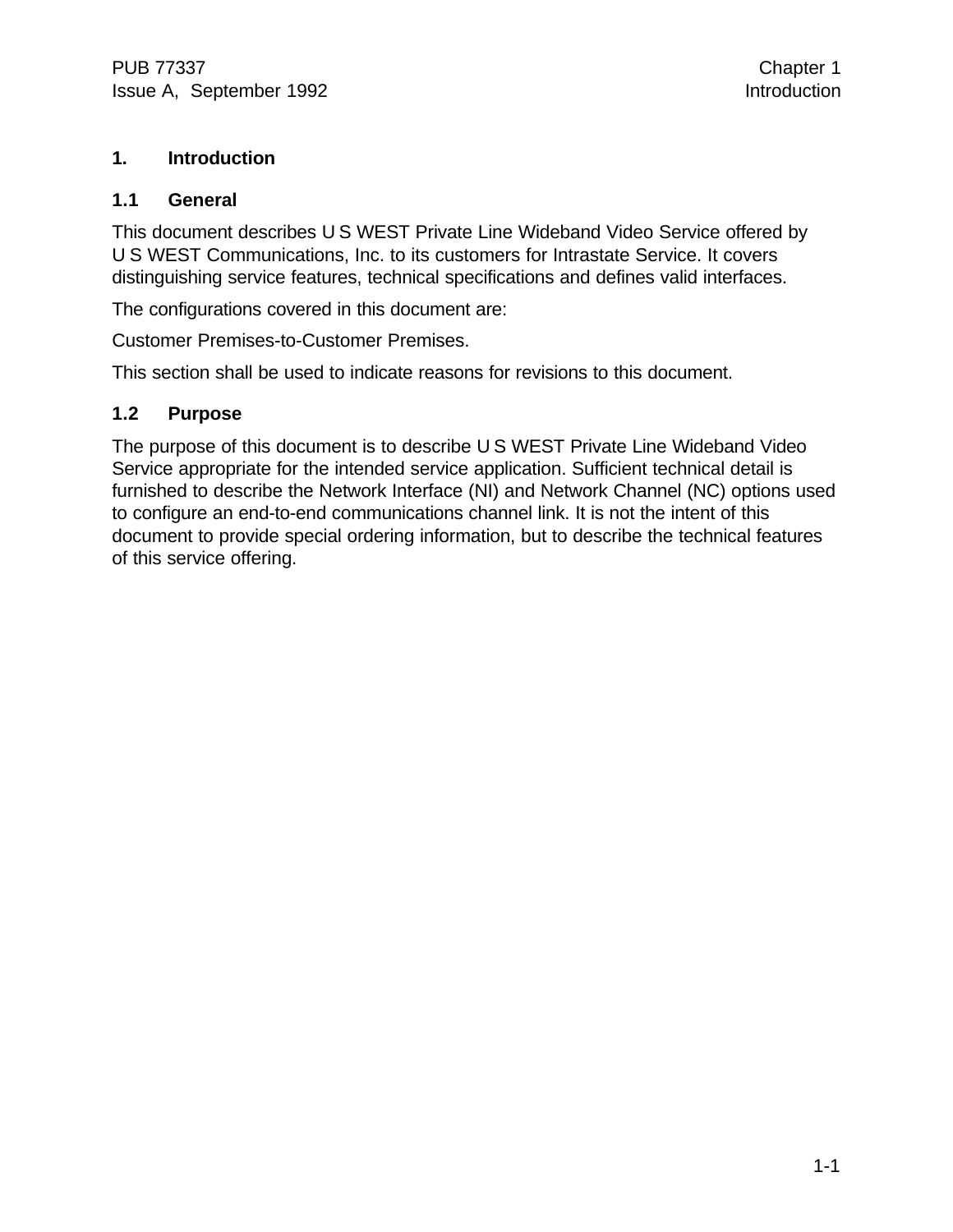# 1. Introduction

## 1.1 General

This document describes U S WEST Private Line Wideband Video Service offered by U S WEST Communications, Inc. to its customers for Intrastate Service. It covers distinguishing service features, technical specifications and defines valid interfaces.

The configurations covered in this document are:

Customer Premises-to-Customer Premises.

This section shall be used to indicate reasons for revisions to this document.

## 1.2 Purpose

The purpose of this document is to describe U S WEST Private Line Wideband Video Service appropriate for the intended service application. Sufficient technical detail is furnished to describe the Network Interface (NI) and Network Channel (NC) options used to configure an end-to-end communications channel link. It is not the intent of this document to provide special ordering information, but to describe the technical features of this service offering.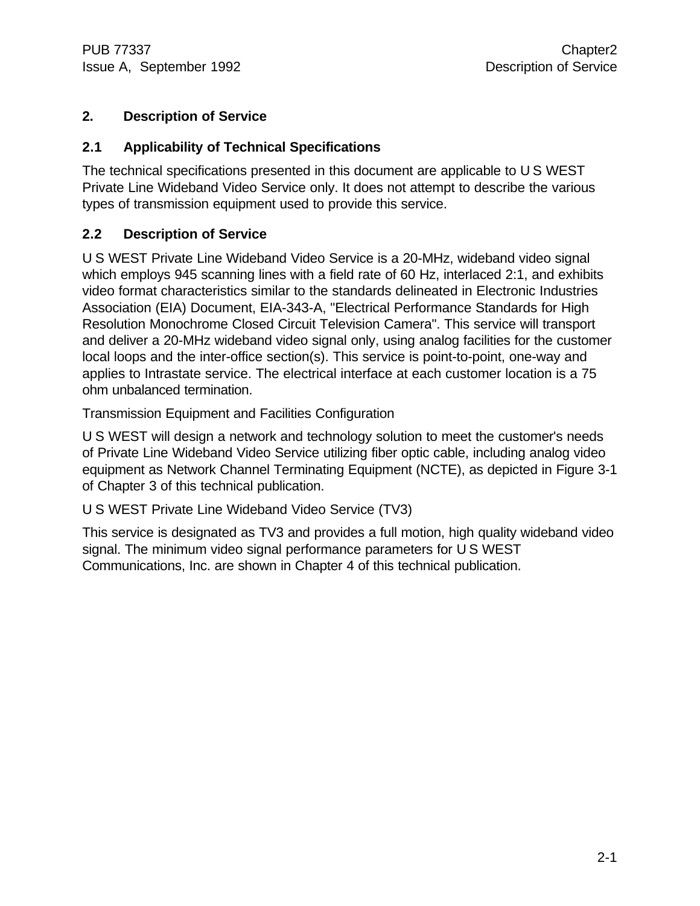# 2. Description of Service

## 2.1 Applicability of Technical Specifications

The technical specifications presented in this document are applicable to U S WEST Private Line Wideband Video Service only. It does not attempt to describe the various types of transmission equipment used to provide this service.

## 2.2 Description of Service

U S WEST Private Line Wideband Video Service is a 20-MHz, wideband video signal which employs 945 scanning lines with a field rate of 60 Hz, interlaced 2:1, and exhibits video format characteristics similar to the standards delineated in Electronic Industries Association (EIA) Document, EIA-343-A, "Electrical Performance Standards for High Resolution Monochrome Closed Circuit Television Camera". This service will transport and deliver a 20-MHz wideband video signal only, using analog facilities for the customer local loops and the inter-office section(s). This service is point-to-point, one-way and applies to Intrastate service. The electrical interface at each customer location is a 75 ohm unbalanced termination.

Transmission Equipment and Facilities Configuration

U S WEST will design a network and technology solution to meet the customer's needs of Private Line Wideband Video Service utilizing fiber optic cable, including analog video equipment as Network Channel Terminating Equipment (NCTE), as depicted in Figure 3-1 of Chapter 3 of this technical publication.

U S WEST Private Line Wideband Video Service (TV3)

This service is designated as TV3 and provides a full motion, high quality wideband video signal. The minimum video signal performance parameters for U S WEST Communications, Inc. are shown in Chapter 4 of this technical publication.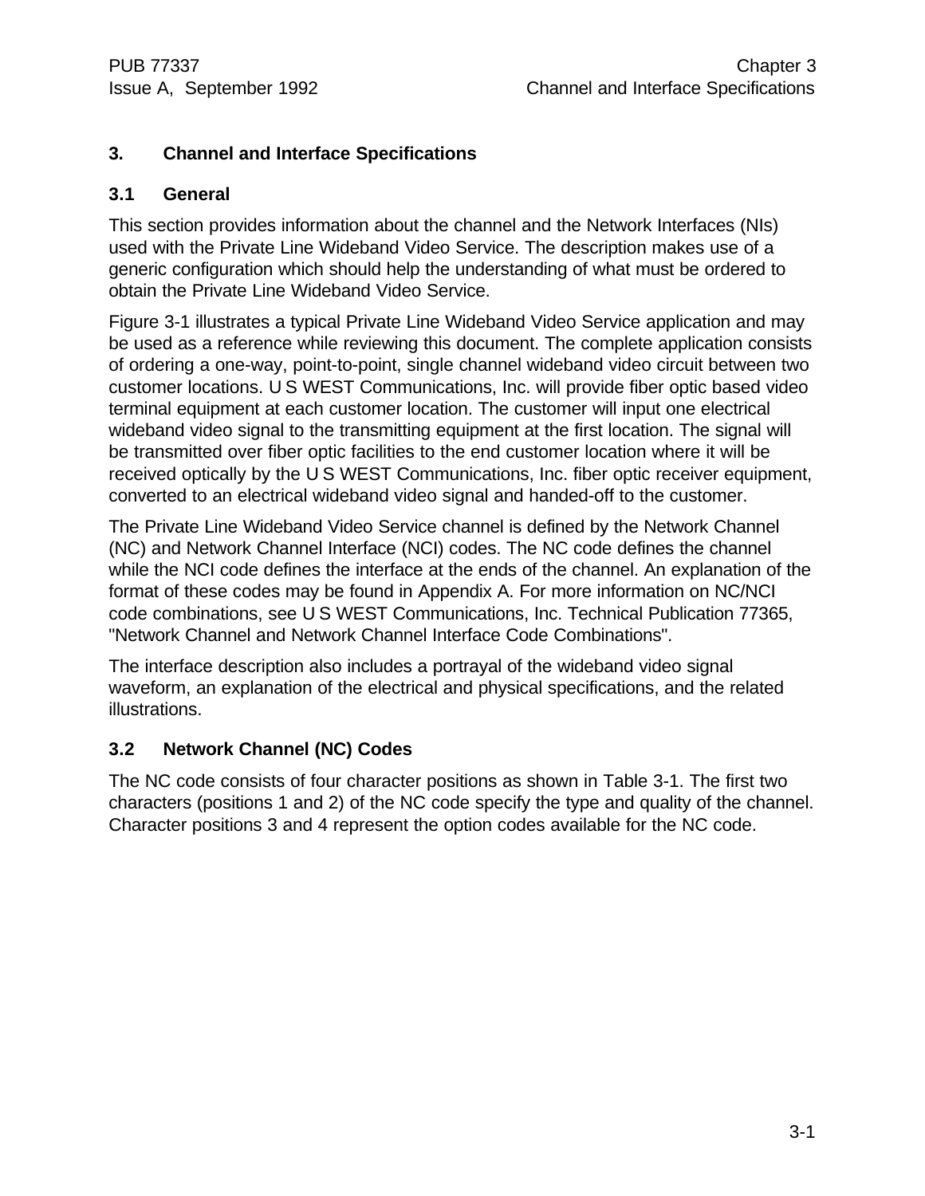# 3. Channel and Interface Specifications

## 3.1 General

This section provides information about the channel and the Network Interfaces (NIs) used with the Private Line Wideband Video Service. The description makes use of a generic configuration which should help the understanding of what must be ordered to obtain the Private Line Wideband Video Service.

Figure 3-1 illustrates a typical Private Line Wideband Video Service application and may be used as a reference while reviewing this document. The complete application consists of ordering a one-way, point-to-point, single channel wideband video circuit between two customer locations. U S WEST Communications, Inc. will provide fiber optic based video terminal equipment at each customer location. The customer will input one electrical wideband video signal to the transmitting equipment at the first location. The signal will be transmitted over fiber optic facilities to the end customer location where it will be received optically by the U S WEST Communications, Inc. fiber optic receiver equipment, converted to an electrical wideband video signal and handed-off to the customer.

The Private Line Wideband Video Service channel is defined by the Network Channel (NC) and Network Channel Interface (NCI) codes. The NC code defines the channel while the NCI code defines the interface at the ends of the channel. An explanation of the format of these codes may be found in Appendix A. For more information on NC/NCI code combinations, see U S WEST Communications, Inc. Technical Publication 77365, "Network Channel and Network Channel Interface Code Combinations".

The interface description also includes a portrayal of the wideband video signal waveform, an explanation of the electrical and physical specifications, and the related illustrations.

## 3.2 Network Channel (NC) Codes

The NC code consists of four character positions as shown in Table 3-1. The first two characters (positions 1 and 2) of the NC code specify the type and quality of the channel. Character positions 3 and 4 represent the option codes available for the NC code.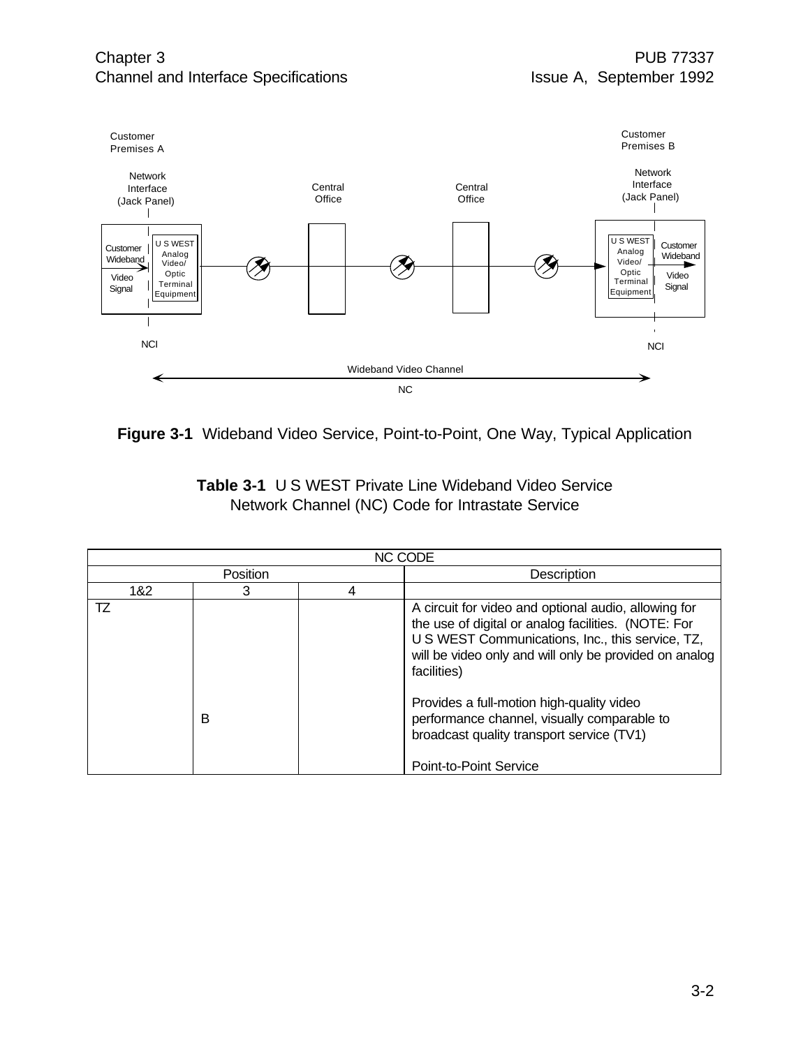Customer Premises A

Network Interface (Jack Panel)

Customer Wideband Video Signal

U S WEST Analog Video/ Optic Terminal Equipment

NCI

Central Office

Central Office

Customer Premises B

Network Interface (Jack Panel)

U S WEST Analog Video/ Optic Terminal Equipment

Customer Wideband Video Signal

NCI

Wideband Video Channel

NC

**Figure 3-1** Wideband Video Service, Point-to-Point, One Way, Typical Application

**Table 3-1** U S WEST Private Line Wideband Video Service Network Channel (NC) Code for Intrastate Service

| NC CODE | | | |
|---|---|---|---|
| Position | | | Description |
| 1&2 | 3 | 4 | |
| TZ | | | A circuit for video and optional audio, allowing for the use of digital or analog facilities. (NOTE: For U S WEST Communications, Inc., this service, TZ, will be video only and will only be provided on analog facilities) |
| | B | | Provides a full-motion high-quality video performance channel, visually comparable to broadcast quality transport service (TV1)<br><br>Point-to-Point Service |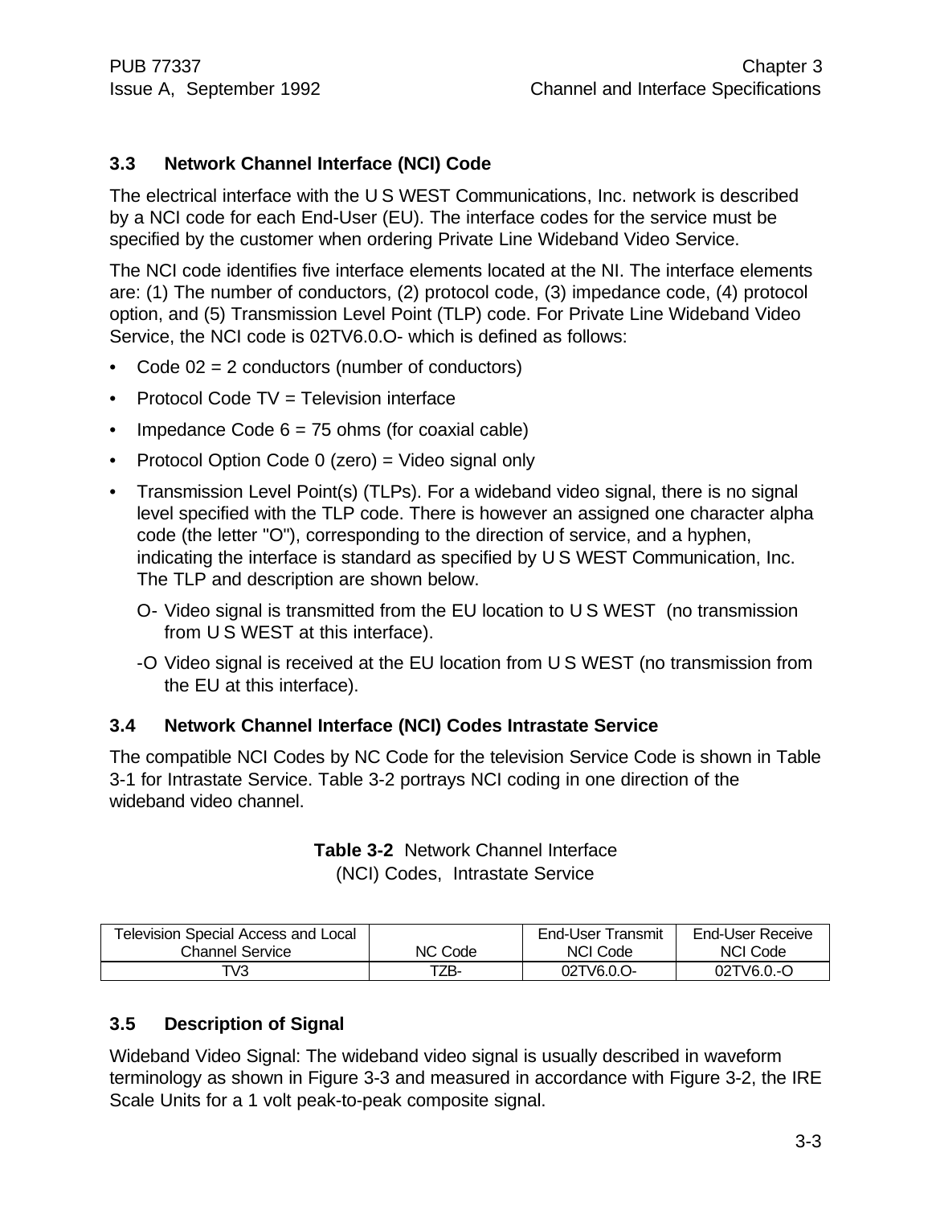## 3.3 Network Channel Interface (NCI) Code

The electrical interface with the U S WEST Communications, Inc. network is described by a NCI code for each End-User (EU). The interface codes for the service must be specified by the customer when ordering Private Line Wideband Video Service.

The NCI code identifies five interface elements located at the NI. The interface elements are: (1) The number of conductors, (2) protocol code, (3) impedance code, (4) protocol option, and (5) Transmission Level Point (TLP) code. For Private Line Wideband Video Service, the NCI code is 02TV6.0.O- which is defined as follows:

- Code 02 = 2 conductors (number of conductors)
- Protocol Code TV = Television interface
- Impedance Code 6 = 75 ohms (for coaxial cable)
- Protocol Option Code 0 (zero) = Video signal only
- Transmission Level Point(s) (TLPs). For a wideband video signal, there is no signal level specified with the TLP code. There is however an assigned one character alpha code (the letter "O"), corresponding to the direction of service, and a hyphen, indicating the interface is standard as specified by U S WEST Communication, Inc. The TLP and description are shown below.

  O- Video signal is transmitted from the EU location to U S WEST (no transmission from U S WEST at this interface).

  -O Video signal is received at the EU location from U S WEST (no transmission from the EU at this interface).

## 3.4 Network Channel Interface (NCI) Codes Intrastate Service

The compatible NCI Codes by NC Code for the television Service Code is shown in Table 3-1 for Intrastate Service. Table 3-2 portrays NCI coding in one direction of the wideband video channel.

**Table 3-2** Network Channel Interface (NCI) Codes, Intrastate Service

| Television Special Access and Local Channel Service | NC Code | End-User Transmit NCI Code | End-User Receive NCI Code |
|---|---|---|---|
| TV3 | TZB- | 02TV6.0.O- | 02TV6.0.-O |

## 3.5 Description of Signal

Wideband Video Signal: The wideband video signal is usually described in waveform terminology as shown in Figure 3-3 and measured in accordance with Figure 3-2, the IRE Scale Units for a 1 volt peak-to-peak composite signal.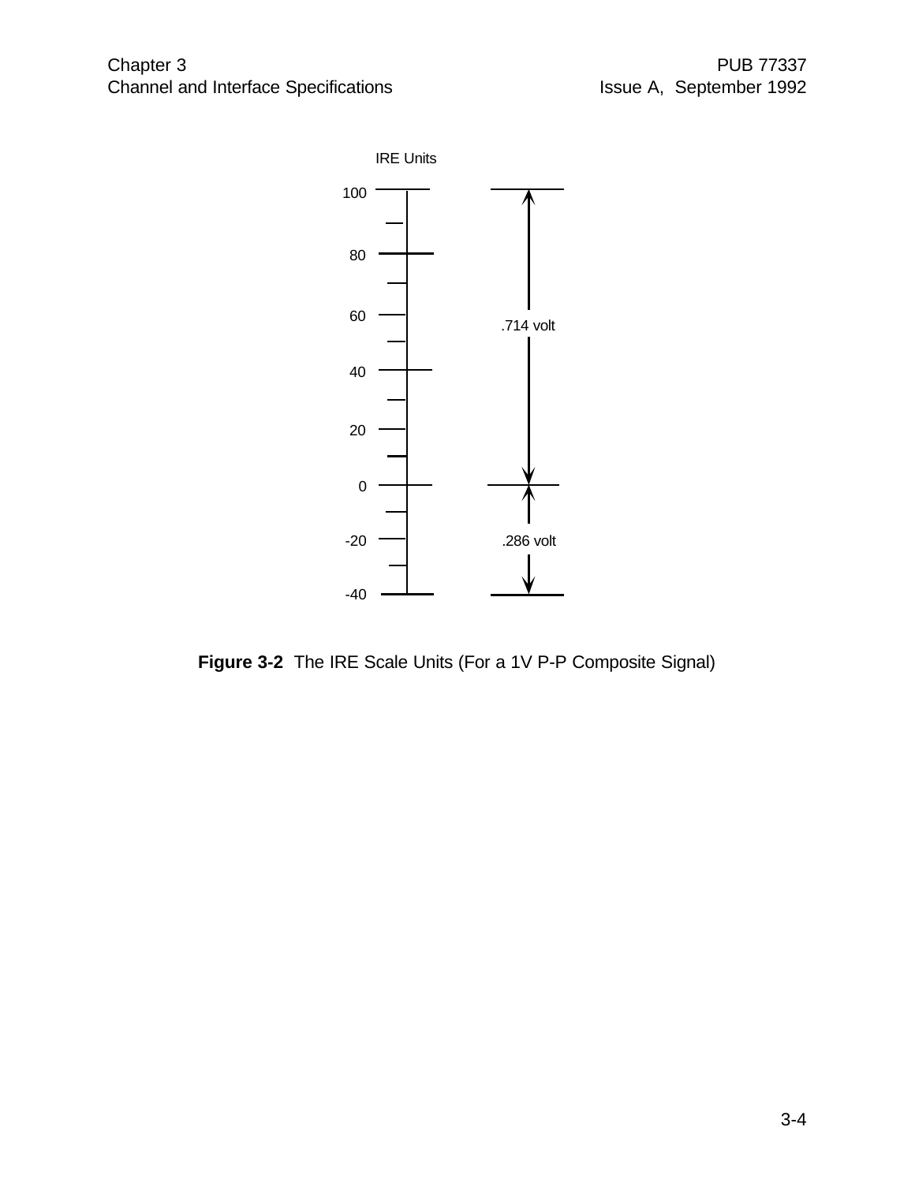IRE Units

100

80

60

40

20

0

-20

-40

.714 volt

.286 volt

**Figure 3-2** The IRE Scale Units (For a 1V P-P Composite Signal)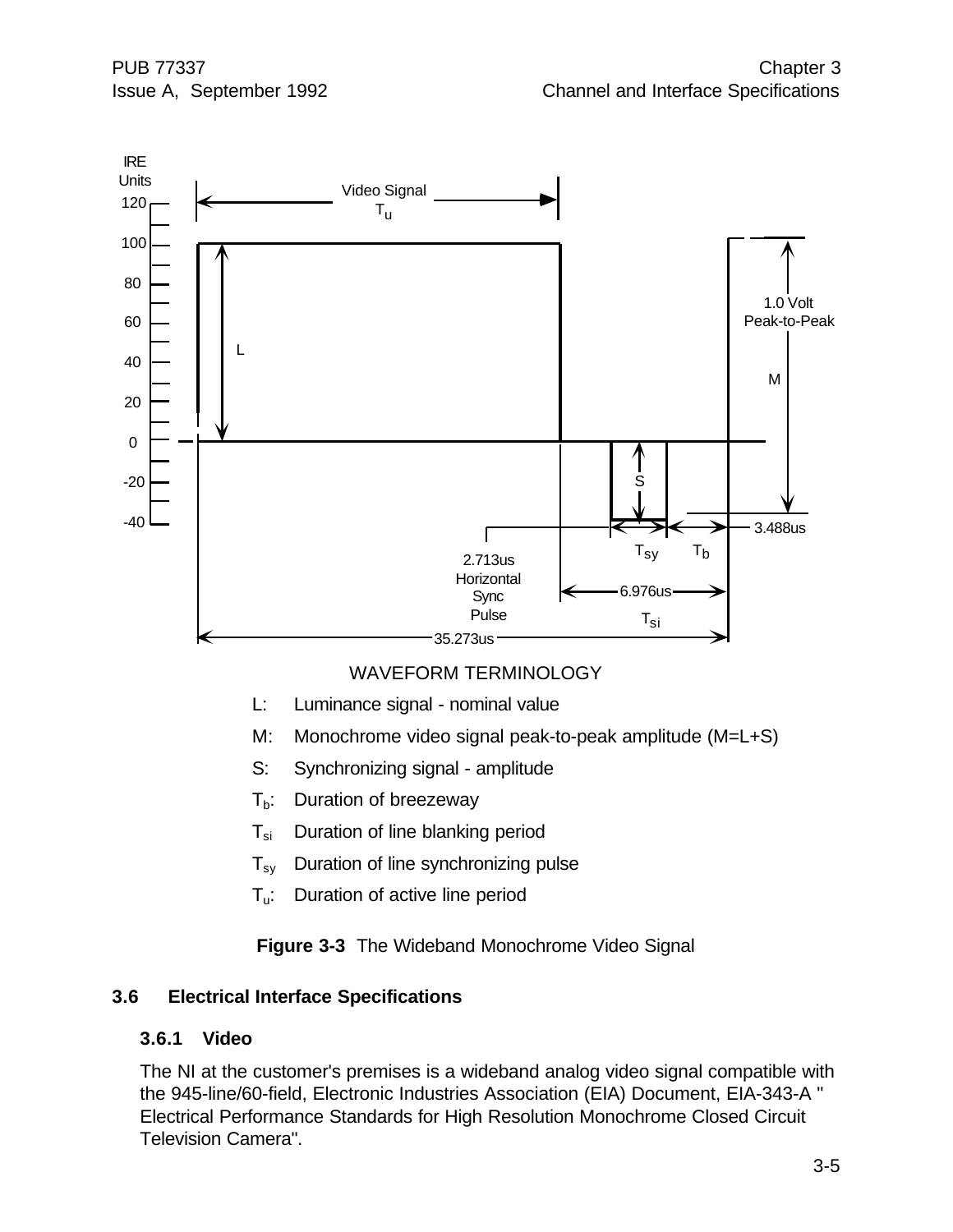WAVEFORM TERMINOLOGY

- L: Luminance signal - nominal value
- M: Monochrome video signal peak-to-peak amplitude (M=L+S)
- S: Synchronizing signal - amplitude
- $T_b$: Duration of breezeway
- $T_{si}$ Duration of line blanking period
- $T_{sy}$ Duration of line synchronizing pulse
- $T_u$: Duration of active line period

**Figure 3-3** The Wideband Monochrome Video Signal

## 3.6 Electrical Interface Specifications

### 3.6.1 Video

The NI at the customer's premises is a wideband analog video signal compatible with the 945-line/60-field, Electronic Industries Association (EIA) Document, EIA-343-A " Electrical Performance Standards for High Resolution Monochrome Closed Circuit Television Camera".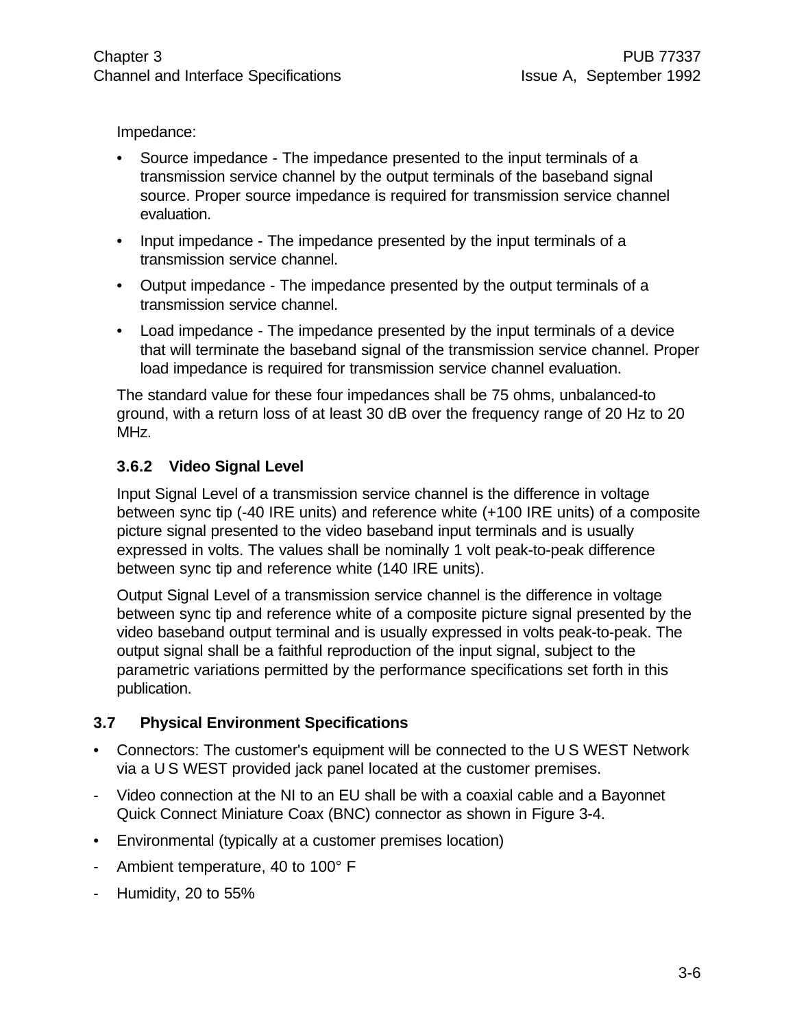Impedance:

- Source impedance - The impedance presented to the input terminals of a transmission service channel by the output terminals of the baseband signal source. Proper source impedance is required for transmission service channel evaluation.
- Input impedance - The impedance presented by the input terminals of a transmission service channel.
- Output impedance - The impedance presented by the output terminals of a transmission service channel.
- Load impedance - The impedance presented by the input terminals of a device that will terminate the baseband signal of the transmission service channel. Proper load impedance is required for transmission service channel evaluation.

The standard value for these four impedances shall be 75 ohms, unbalanced-to ground, with a return loss of at least 30 dB over the frequency range of 20 Hz to 20 MHz.

### 3.6.2 Video Signal Level

Input Signal Level of a transmission service channel is the difference in voltage between sync tip (-40 IRE units) and reference white (+100 IRE units) of a composite picture signal presented to the video baseband input terminals and is usually expressed in volts. The values shall be nominally 1 volt peak-to-peak difference between sync tip and reference white (140 IRE units).

Output Signal Level of a transmission service channel is the difference in voltage between sync tip and reference white of a composite picture signal presented by the video baseband output terminal and is usually expressed in volts peak-to-peak. The output signal shall be a faithful reproduction of the input signal, subject to the parametric variations permitted by the performance specifications set forth in this publication.

## 3.7 Physical Environment Specifications

- Connectors: The customer's equipment will be connected to the U S WEST Network via a U S WEST provided jack panel located at the customer premises.
  - Video connection at the NI to an EU shall be with a coaxial cable and a Bayonnet Quick Connect Miniature Coax (BNC) connector as shown in Figure 3-4.
- Environmental (typically at a customer premises location)
  - Ambient temperature, 40 to 100° F
  - Humidity, 20 to 55%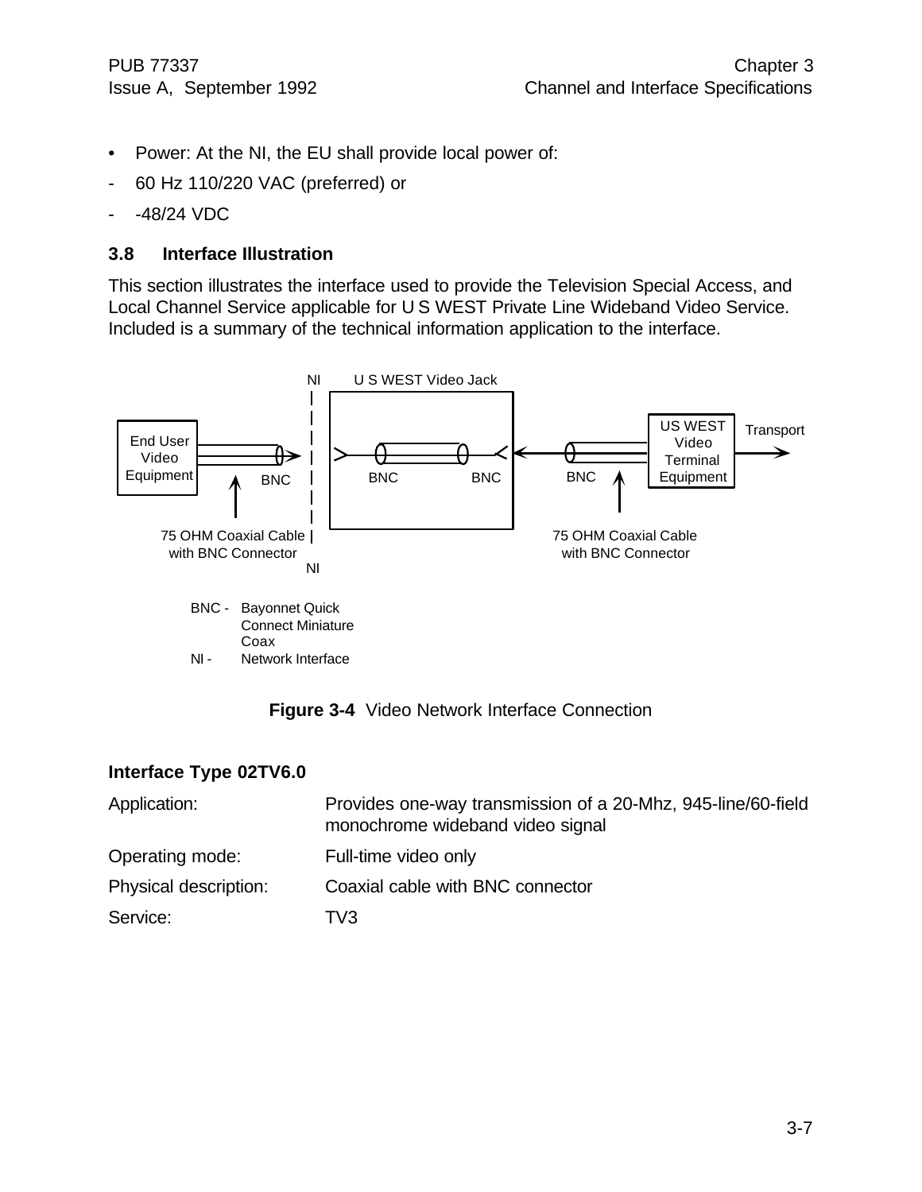- Power: At the NI, the EU shall provide local power of:
  - 60 Hz 110/220 VAC (preferred) or
  - -48/24 VDC

### 3.8 Interface Illustration

This section illustrates the interface used to provide the Television Special Access, and Local Channel Service applicable for U S WEST Private Line Wideband Video Service. Included is a summary of the technical information application to the interface.

NI U S WEST Video Jack

End User Video Equipment — BNC — NI — BNC — BNC — BNC — US WEST Video Terminal Equipment — Transport

75 OHM Coaxial Cable with BNC Connector

75 OHM Coaxial Cable with BNC Connector

BNC - Bayonnet Quick Connect Miniature Coax

NI - Network Interface

**Figure 3-4** Video Network Interface Connection

**Interface Type 02TV6.0**

| | |
|---|---|
| Application: | Provides one-way transmission of a 20-Mhz, 945-line/60-field monochrome wideband video signal |
| Operating mode: | Full-time video only |
| Physical description: | Coaxial cable with BNC connector |
| Service: | TV3 |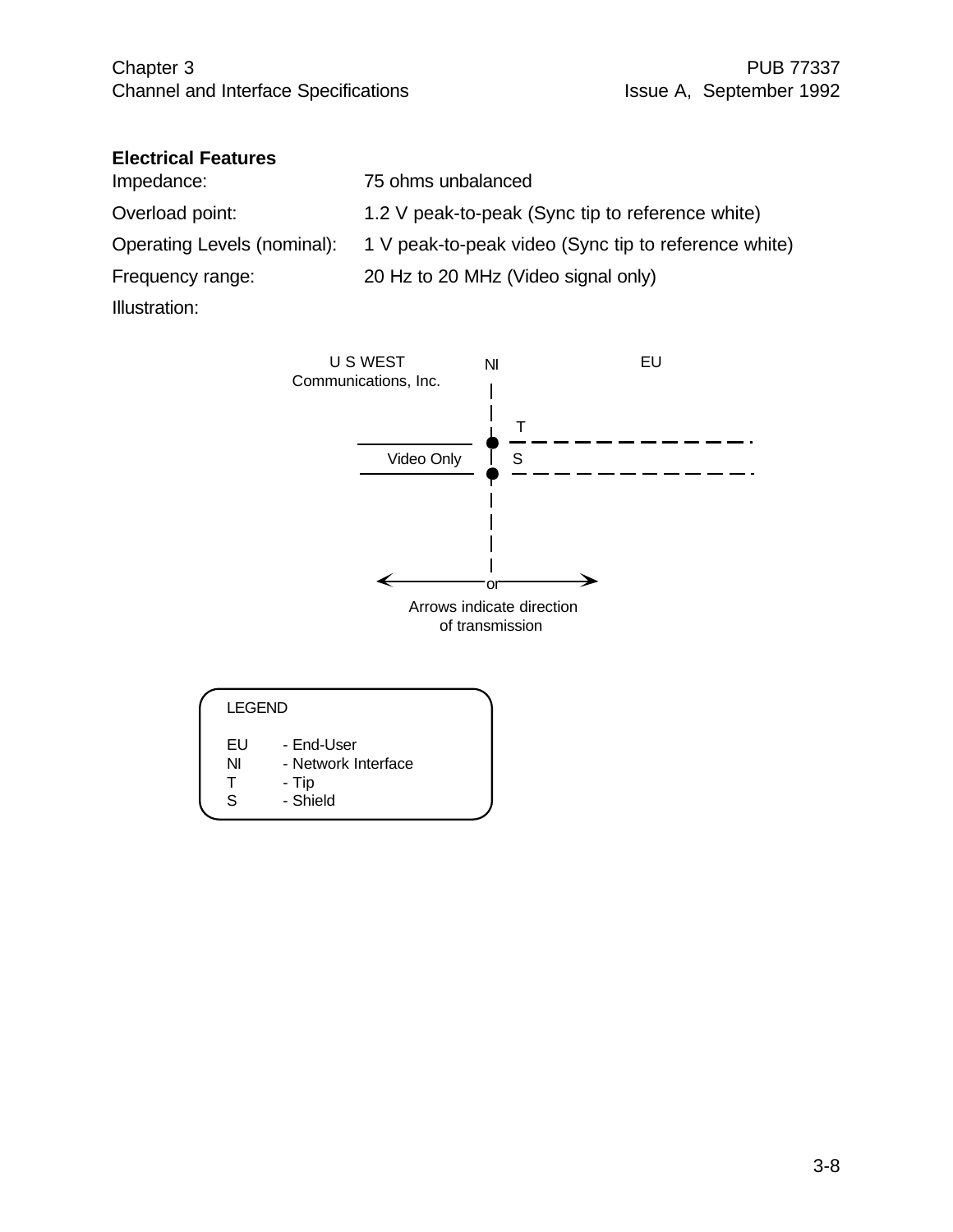**Electrical Features**

| | |
|---|---|
| Impedance: | 75 ohms unbalanced |
| Overload point: | 1.2 V peak-to-peak (Sync tip to reference white) |
| Operating Levels (nominal): | 1 V peak-to-peak video (Sync tip to reference white) |
| Frequency range: | 20 Hz to 20 MHz (Video signal only) |

Illustration:

U S WEST Communications, Inc. | NI | EU

T

Video Only | S

or

Arrows indicate direction of transmission

LEGEND

EU - End-User
NI - Network Interface
T - Tip
S - Shield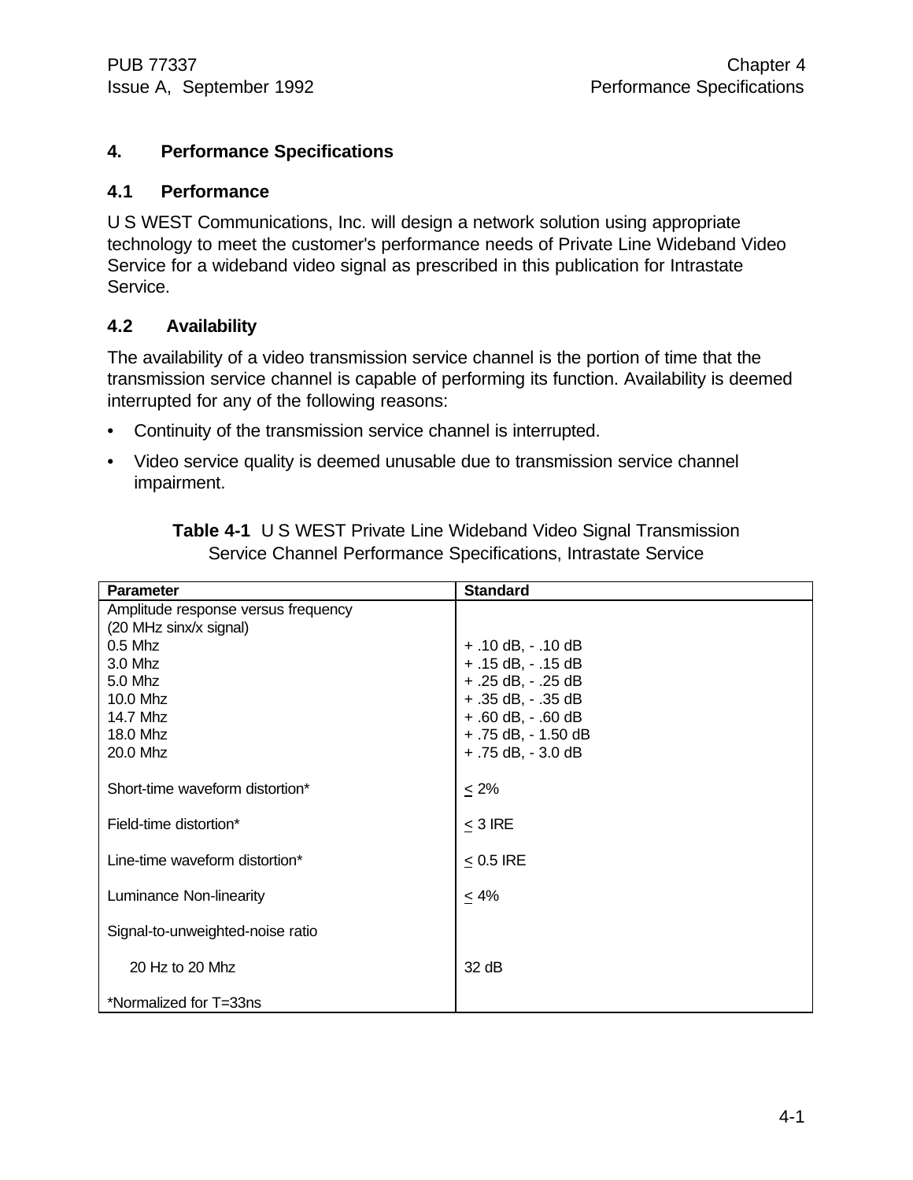# 4. Performance Specifications

## 4.1 Performance

U S WEST Communications, Inc. will design a network solution using appropriate technology to meet the customer's performance needs of Private Line Wideband Video Service for a wideband video signal as prescribed in this publication for Intrastate Service.

## 4.2 Availability

The availability of a video transmission service channel is the portion of time that the transmission service channel is capable of performing its function. Availability is deemed interrupted for any of the following reasons:

- Continuity of the transmission service channel is interrupted.
- Video service quality is deemed unusable due to transmission service channel impairment.

**Table 4-1** U S WEST Private Line Wideband Video Signal Transmission Service Channel Performance Specifications, Intrastate Service

| Parameter | Standard |
|---|---|
| Amplitude response versus frequency (20 MHz sinx/x signal) | |
| 0.5 Mhz | + .10 dB, - .10 dB |
| 3.0 Mhz | + .15 dB, - .15 dB |
| 5.0 Mhz | + .25 dB, - .25 dB |
| 10.0 Mhz | + .35 dB, - .35 dB |
| 14.7 Mhz | + .60 dB, - .60 dB |
| 18.0 Mhz | + .75 dB, - 1.50 dB |
| 20.0 Mhz | + .75 dB, - 3.0 dB |
| Short-time waveform distortion* | $\leq$ 2% |
| Field-time distortion* | $\leq$ 3 IRE |
| Line-time waveform distortion* | $\leq$ 0.5 IRE |
| Luminance Non-linearity | $\leq$ 4% |
| Signal-to-unweighted-noise ratio | |
| 20 Hz to 20 Mhz | 32 dB |
| *Normalized for T=33ns | |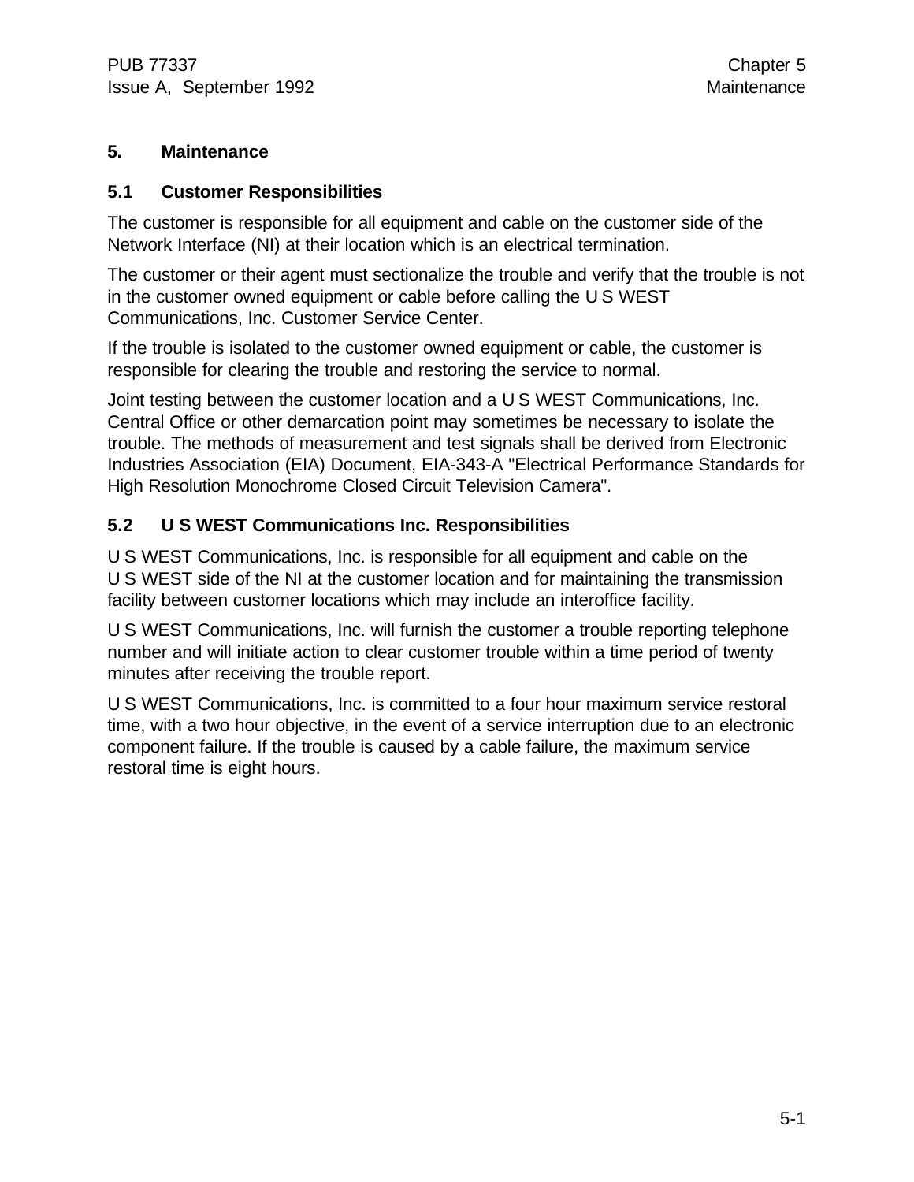# 5. Maintenance

## 5.1 Customer Responsibilities

The customer is responsible for all equipment and cable on the customer side of the Network Interface (NI) at their location which is an electrical termination.

The customer or their agent must sectionalize the trouble and verify that the trouble is not in the customer owned equipment or cable before calling the U S WEST Communications, Inc. Customer Service Center.

If the trouble is isolated to the customer owned equipment or cable, the customer is responsible for clearing the trouble and restoring the service to normal.

Joint testing between the customer location and a U S WEST Communications, Inc. Central Office or other demarcation point may sometimes be necessary to isolate the trouble. The methods of measurement and test signals shall be derived from Electronic Industries Association (EIA) Document, EIA-343-A "Electrical Performance Standards for High Resolution Monochrome Closed Circuit Television Camera".

## 5.2 U S WEST Communications Inc. Responsibilities

U S WEST Communications, Inc. is responsible for all equipment and cable on the U S WEST side of the NI at the customer location and for maintaining the transmission facility between customer locations which may include an interoffice facility.

U S WEST Communications, Inc. will furnish the customer a trouble reporting telephone number and will initiate action to clear customer trouble within a time period of twenty minutes after receiving the trouble report.

U S WEST Communications, Inc. is committed to a four hour maximum service restoral time, with a two hour objective, in the event of a service interruption due to an electronic component failure. If the trouble is caused by a cable failure, the maximum service restoral time is eight hours.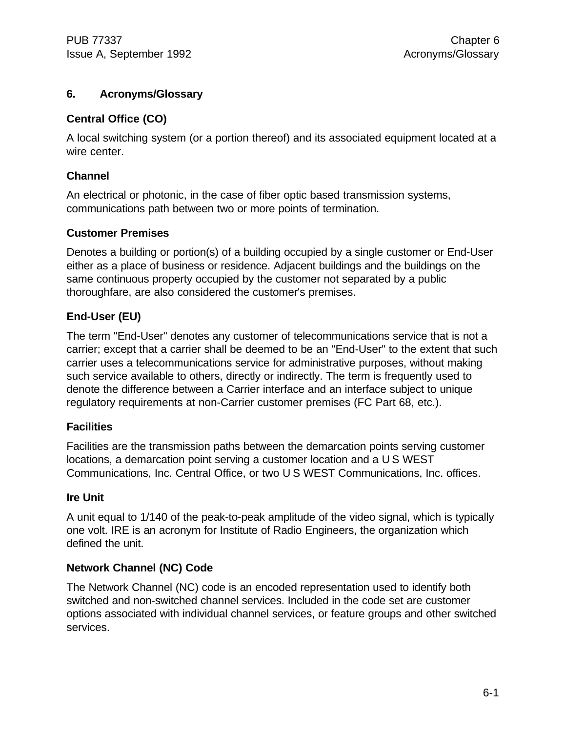# 6. Acronyms/Glossary

### Central Office (CO)

A local switching system (or a portion thereof) and its associated equipment located at a wire center.

### Channel

An electrical or photonic, in the case of fiber optic based transmission systems, communications path between two or more points of termination.

### Customer Premises

Denotes a building or portion(s) of a building occupied by a single customer or End-User either as a place of business or residence. Adjacent buildings and the buildings on the same continuous property occupied by the customer not separated by a public thoroughfare, are also considered the customer's premises.

### End-User (EU)

The term "End-User" denotes any customer of telecommunications service that is not a carrier; except that a carrier shall be deemed to be an "End-User" to the extent that such carrier uses a telecommunications service for administrative purposes, without making such service available to others, directly or indirectly. The term is frequently used to denote the difference between a Carrier interface and an interface subject to unique regulatory requirements at non-Carrier customer premises (FC Part 68, etc.).

### Facilities

Facilities are the transmission paths between the demarcation points serving customer locations, a demarcation point serving a customer location and a U S WEST Communications, Inc. Central Office, or two U S WEST Communications, Inc. offices.

### Ire Unit

A unit equal to 1/140 of the peak-to-peak amplitude of the video signal, which is typically one volt. IRE is an acronym for Institute of Radio Engineers, the organization which defined the unit.

### Network Channel (NC) Code

The Network Channel (NC) code is an encoded representation used to identify both switched and non-switched channel services. Included in the code set are customer options associated with individual channel services, or feature groups and other switched services.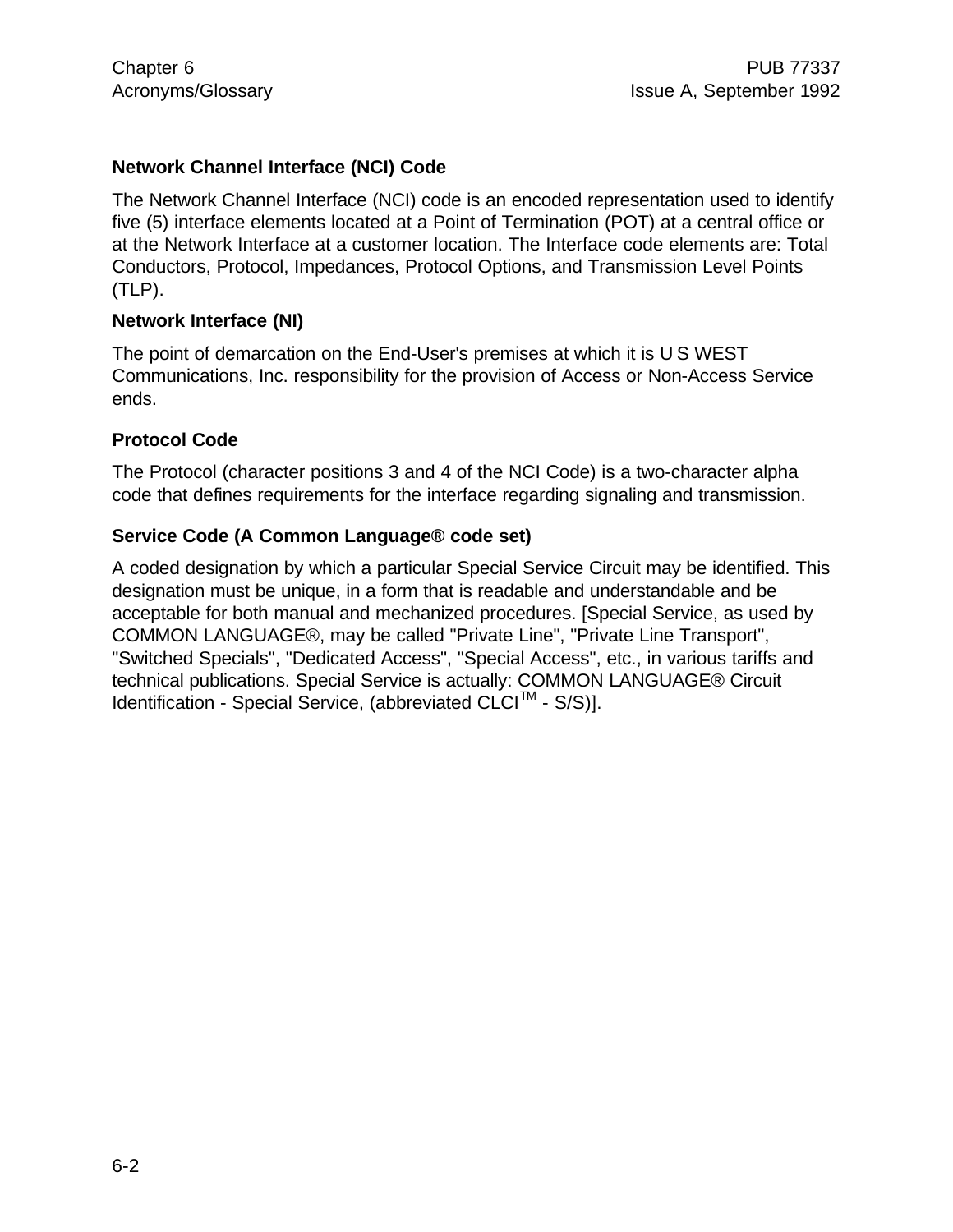### Network Channel Interface (NCI) Code

The Network Channel Interface (NCI) code is an encoded representation used to identify five (5) interface elements located at a Point of Termination (POT) at a central office or at the Network Interface at a customer location. The Interface code elements are: Total Conductors, Protocol, Impedances, Protocol Options, and Transmission Level Points (TLP).

### Network Interface (NI)

The point of demarcation on the End-User's premises at which it is U S WEST Communications, Inc. responsibility for the provision of Access or Non-Access Service ends.

### Protocol Code

The Protocol (character positions 3 and 4 of the NCI Code) is a two-character alpha code that defines requirements for the interface regarding signaling and transmission.

### Service Code (A Common Language® code set)

A coded designation by which a particular Special Service Circuit may be identified. This designation must be unique, in a form that is readable and understandable and be acceptable for both manual and mechanized procedures. [Special Service, as used by COMMON LANGUAGE®, may be called "Private Line", "Private Line Transport", "Switched Specials", "Dedicated Access", "Special Access", etc., in various tariffs and technical publications. Special Service is actually: COMMON LANGUAGE® Circuit Identification - Special Service, (abbreviated CLCI™ - S/S)].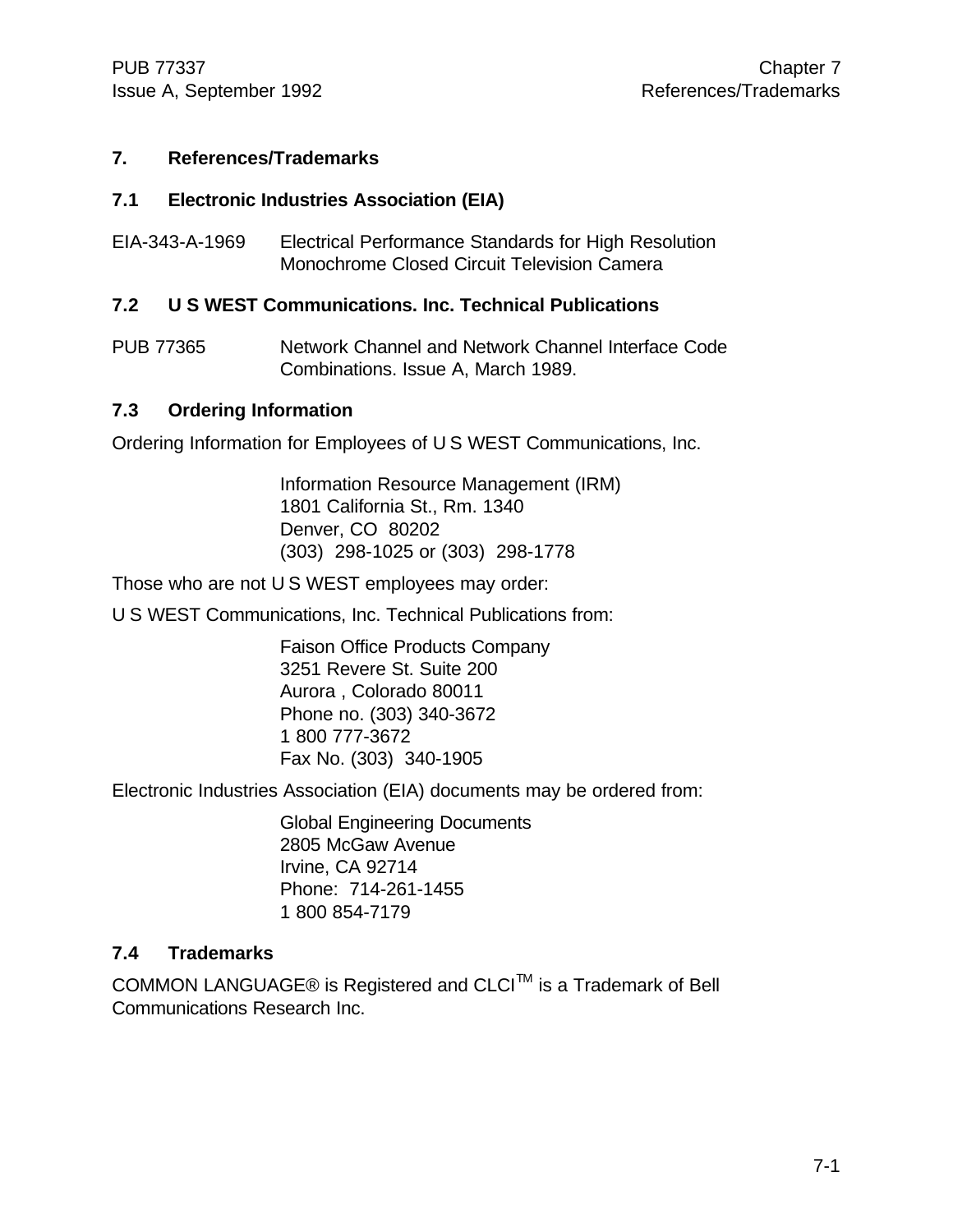# 7. References/Trademarks

## 7.1 Electronic Industries Association (EIA)

EIA-343-A-1969 Electrical Performance Standards for High Resolution Monochrome Closed Circuit Television Camera

## 7.2 U S WEST Communications. Inc. Technical Publications

PUB 77365 Network Channel and Network Channel Interface Code Combinations. Issue A, March 1989.

## 7.3 Ordering Information

Ordering Information for Employees of U S WEST Communications, Inc.

Information Resource Management (IRM)
1801 California St., Rm. 1340
Denver, CO 80202
(303) 298-1025 or (303) 298-1778

Those who are not U S WEST employees may order:

U S WEST Communications, Inc. Technical Publications from:

Faison Office Products Company
3251 Revere St. Suite 200
Aurora , Colorado 80011
Phone no. (303) 340-3672
1 800 777-3672
Fax No. (303) 340-1905

Electronic Industries Association (EIA) documents may be ordered from:

Global Engineering Documents
2805 McGaw Avenue
Irvine, CA 92714
Phone: 714-261-1455
1 800 854-7179

## 7.4 Trademarks

COMMON LANGUAGE® is Registered and CLCI™ is a Trademark of Bell Communications Research Inc.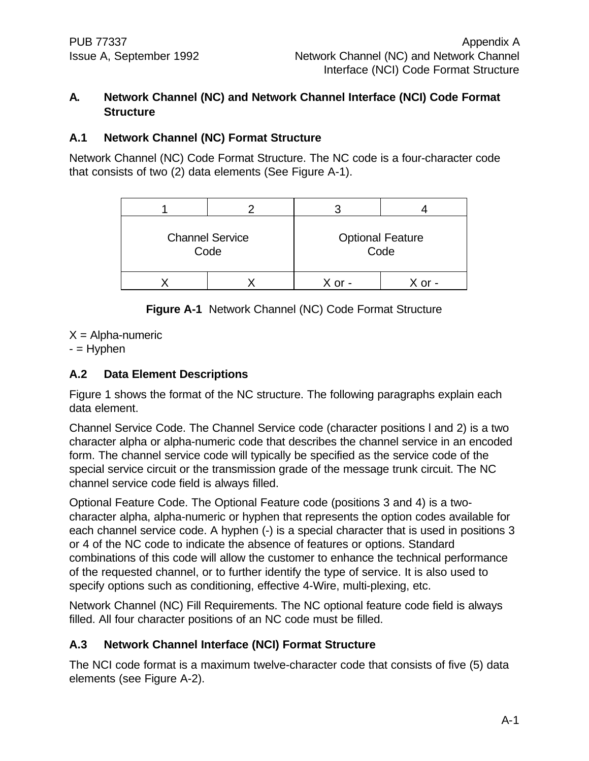# A. Network Channel (NC) and Network Channel Interface (NCI) Code Format Structure

## A.1 Network Channel (NC) Format Structure

Network Channel (NC) Code Format Structure. The NC code is a four-character code that consists of two (2) data elements (See Figure A-1).

| 1 | 2 | 3 | 4 |
|---|---|---|---|
| Channel Service Code | | Optional Feature Code | |
| X | X | X or - | X or - |

**Figure A-1** Network Channel (NC) Code Format Structure

X = Alpha-numeric
- = Hyphen

## A.2 Data Element Descriptions

Figure 1 shows the format of the NC structure. The following paragraphs explain each data element.

Channel Service Code. The Channel Service code (character positions l and 2) is a two character alpha or alpha-numeric code that describes the channel service in an encoded form. The channel service code will typically be specified as the service code of the special service circuit or the transmission grade of the message trunk circuit. The NC channel service code field is always filled.

Optional Feature Code. The Optional Feature code (positions 3 and 4) is a two-character alpha, alpha-numeric or hyphen that represents the option codes available for each channel service code. A hyphen (-) is a special character that is used in positions 3 or 4 of the NC code to indicate the absence of features or options. Standard combinations of this code will allow the customer to enhance the technical performance of the requested channel, or to further identify the type of service. It is also used to specify options such as conditioning, effective 4-Wire, multi-plexing, etc.

Network Channel (NC) Fill Requirements. The NC optional feature code field is always filled. All four character positions of an NC code must be filled.

## A.3 Network Channel Interface (NCI) Format Structure

The NCI code format is a maximum twelve-character code that consists of five (5) data elements (see Figure A-2).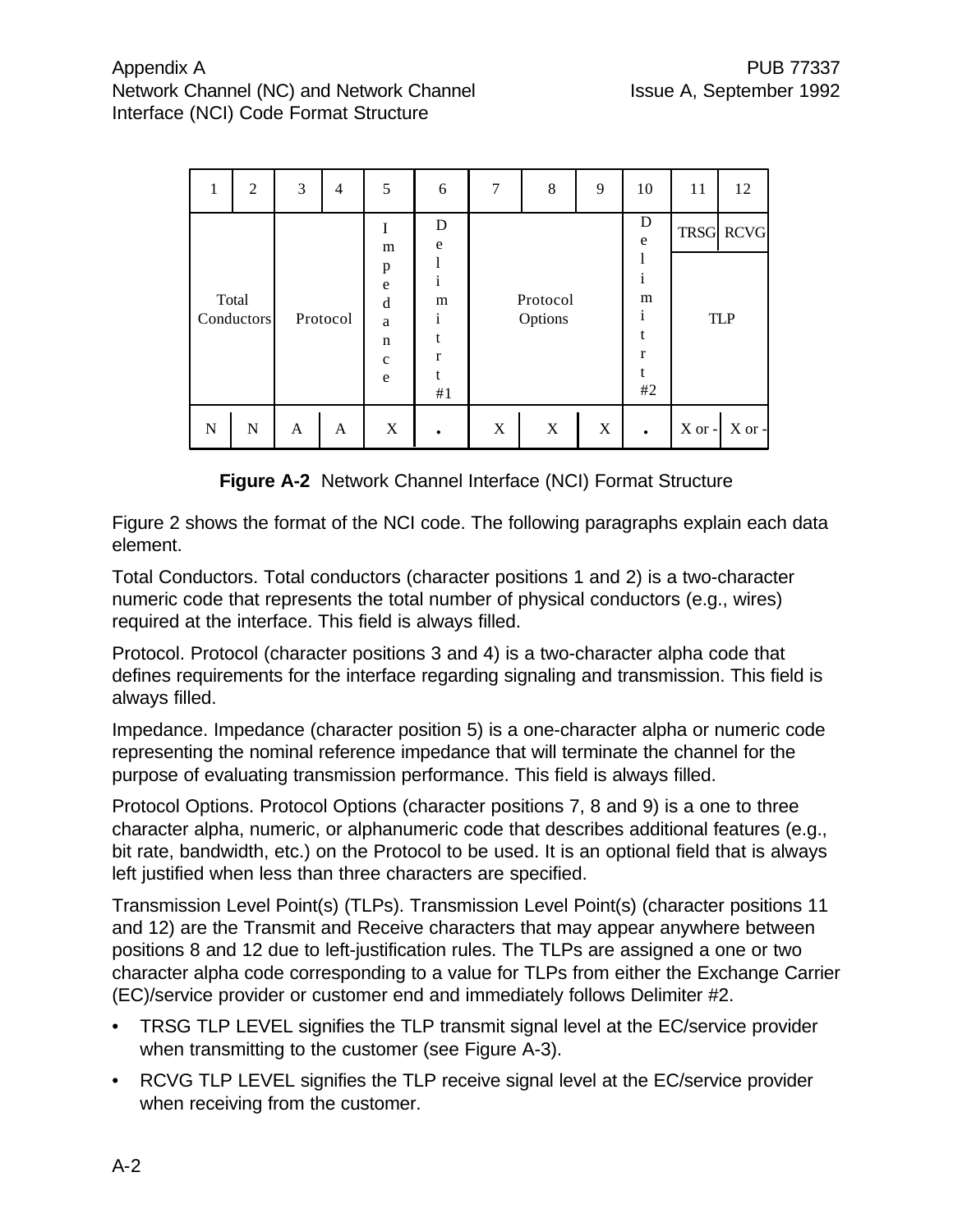| 1 | 2 | 3 | 4 | 5 | 6 | 7 | 8 | 9 | 10 | 11 | 12 |
|---|---|---|---|---|---|---|---|---|---|---|---|
| Total Conductors | | Protocol | | Impedance | Delimitrt #1 | Protocol Options | | | Delimitrt #2 | TRSG | RCVG |
| | | | | | | | | | | TLP | |
| N | N | A | A | X | . | X | X | X | . | X or - | X or - |

**Figure A-2** Network Channel Interface (NCI) Format Structure

Figure 2 shows the format of the NCI code. The following paragraphs explain each data element.

Total Conductors. Total conductors (character positions 1 and 2) is a two-character numeric code that represents the total number of physical conductors (e.g., wires) required at the interface. This field is always filled.

Protocol. Protocol (character positions 3 and 4) is a two-character alpha code that defines requirements for the interface regarding signaling and transmission. This field is always filled.

Impedance. Impedance (character position 5) is a one-character alpha or numeric code representing the nominal reference impedance that will terminate the channel for the purpose of evaluating transmission performance. This field is always filled.

Protocol Options. Protocol Options (character positions 7, 8 and 9) is a one to three character alpha, numeric, or alphanumeric code that describes additional features (e.g., bit rate, bandwidth, etc.) on the Protocol to be used. It is an optional field that is always left justified when less than three characters are specified.

Transmission Level Point(s) (TLPs). Transmission Level Point(s) (character positions 11 and 12) are the Transmit and Receive characters that may appear anywhere between positions 8 and 12 due to left-justification rules. The TLPs are assigned a one or two character alpha code corresponding to a value for TLPs from either the Exchange Carrier (EC)/service provider or customer end and immediately follows Delimiter #2.

- TRSG TLP LEVEL signifies the TLP transmit signal level at the EC/service provider when transmitting to the customer (see Figure A-3).
- RCVG TLP LEVEL signifies the TLP receive signal level at the EC/service provider when receiving from the customer.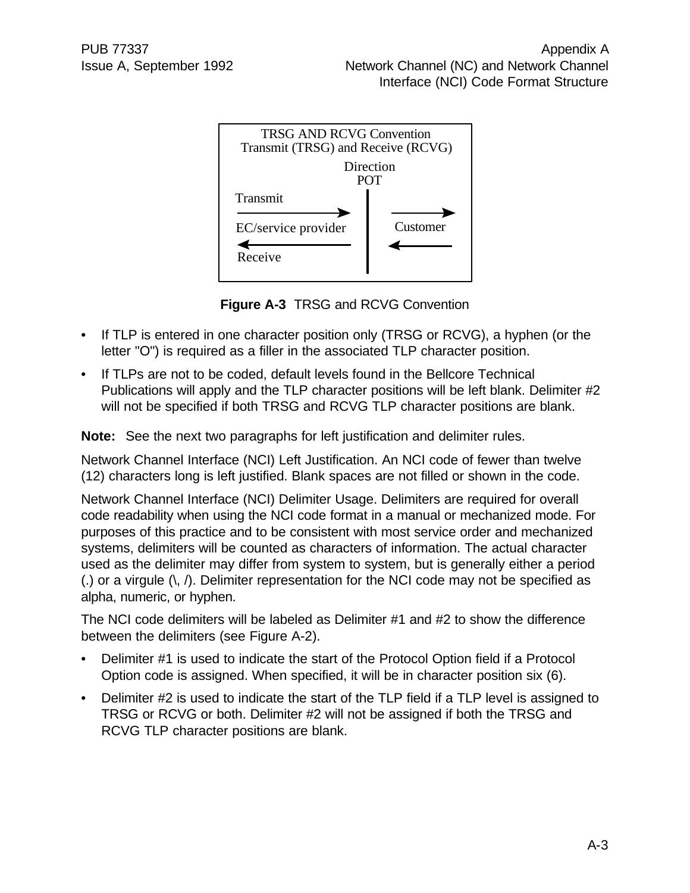TRSG AND RCVG Convention
Transmit (TRSG) and Receive (RCVG)

Direction
POT

Transmit

EC/service provider

Customer

Receive

**Figure A-3** TRSG and RCVG Convention

- If TLP is entered in one character position only (TRSG or RCVG), a hyphen (or the letter "O") is required as a filler in the associated TLP character position.
- If TLPs are not to be coded, default levels found in the Bellcore Technical Publications will apply and the TLP character positions will be left blank. Delimiter #2 will not be specified if both TRSG and RCVG TLP character positions are blank.

**Note:** See the next two paragraphs for left justification and delimiter rules.

Network Channel Interface (NCI) Left Justification. An NCI code of fewer than twelve (12) characters long is left justified. Blank spaces are not filled or shown in the code.

Network Channel Interface (NCI) Delimiter Usage. Delimiters are required for overall code readability when using the NCI code format in a manual or mechanized mode. For purposes of this practice and to be consistent with most service order and mechanized systems, delimiters will be counted as characters of information. The actual character used as the delimiter may differ from system to system, but is generally either a period (.) or a virgule (\, /). Delimiter representation for the NCI code may not be specified as alpha, numeric, or hyphen.

The NCI code delimiters will be labeled as Delimiter #1 and #2 to show the difference between the delimiters (see Figure A-2).

- Delimiter #1 is used to indicate the start of the Protocol Option field if a Protocol Option code is assigned. When specified, it will be in character position six (6).
- Delimiter #2 is used to indicate the start of the TLP field if a TLP level is assigned to TRSG or RCVG or both. Delimiter #2 will not be assigned if both the TRSG and RCVG TLP character positions are blank.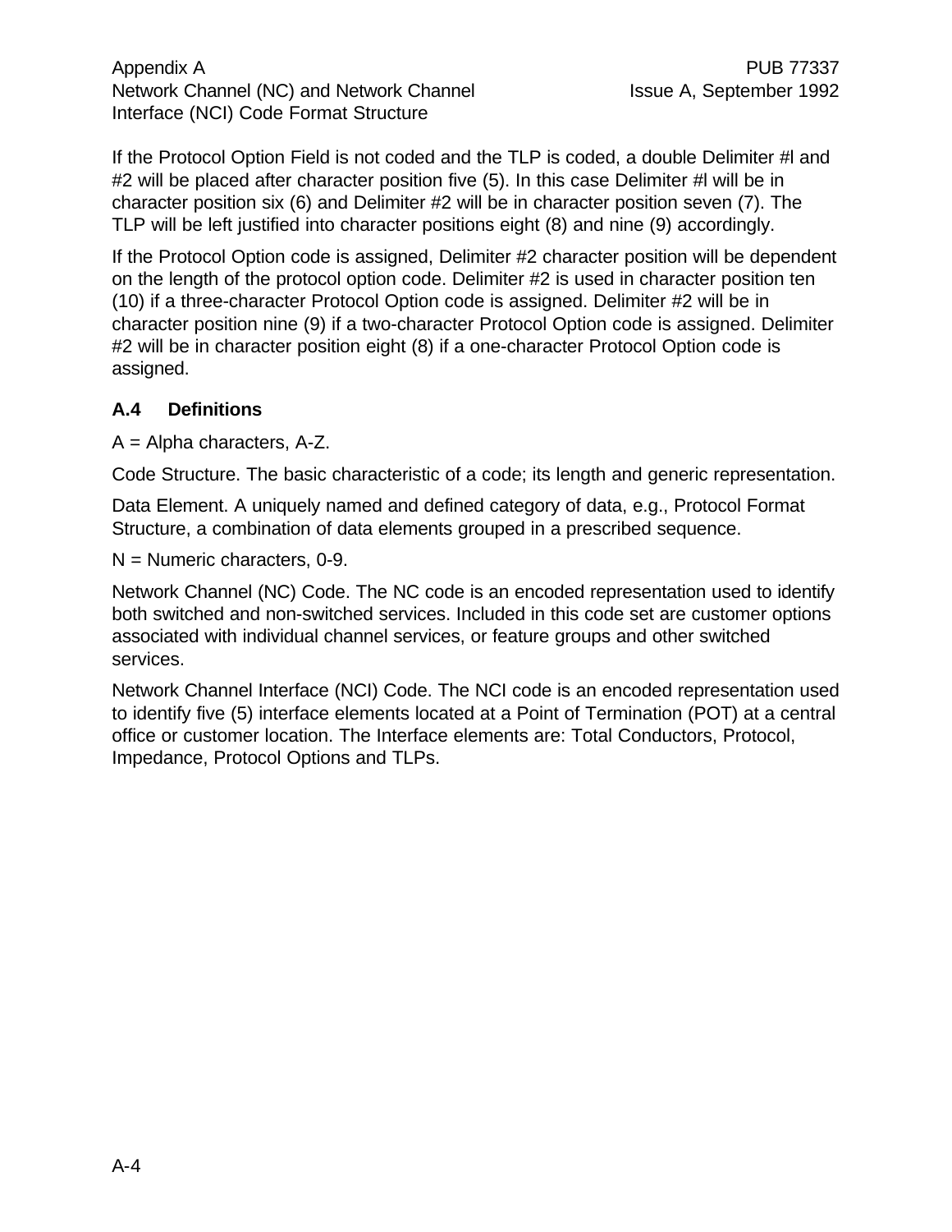If the Protocol Option Field is not coded and the TLP is coded, a double Delimiter #l and #2 will be placed after character position five (5). In this case Delimiter #l will be in character position six (6) and Delimiter #2 will be in character position seven (7). The TLP will be left justified into character positions eight (8) and nine (9) accordingly.

If the Protocol Option code is assigned, Delimiter #2 character position will be dependent on the length of the protocol option code. Delimiter #2 is used in character position ten (10) if a three-character Protocol Option code is assigned. Delimiter #2 will be in character position nine (9) if a two-character Protocol Option code is assigned. Delimiter #2 will be in character position eight (8) if a one-character Protocol Option code is assigned.

### A.4 Definitions

A = Alpha characters, A-Z.

Code Structure. The basic characteristic of a code; its length and generic representation.

Data Element. A uniquely named and defined category of data, e.g., Protocol Format Structure, a combination of data elements grouped in a prescribed sequence.

N = Numeric characters, 0-9.

Network Channel (NC) Code. The NC code is an encoded representation used to identify both switched and non-switched services. Included in this code set are customer options associated with individual channel services, or feature groups and other switched services.

Network Channel Interface (NCI) Code. The NCI code is an encoded representation used to identify five (5) interface elements located at a Point of Termination (POT) at a central office or customer location. The Interface elements are: Total Conductors, Protocol, Impedance, Protocol Options and TLPs.